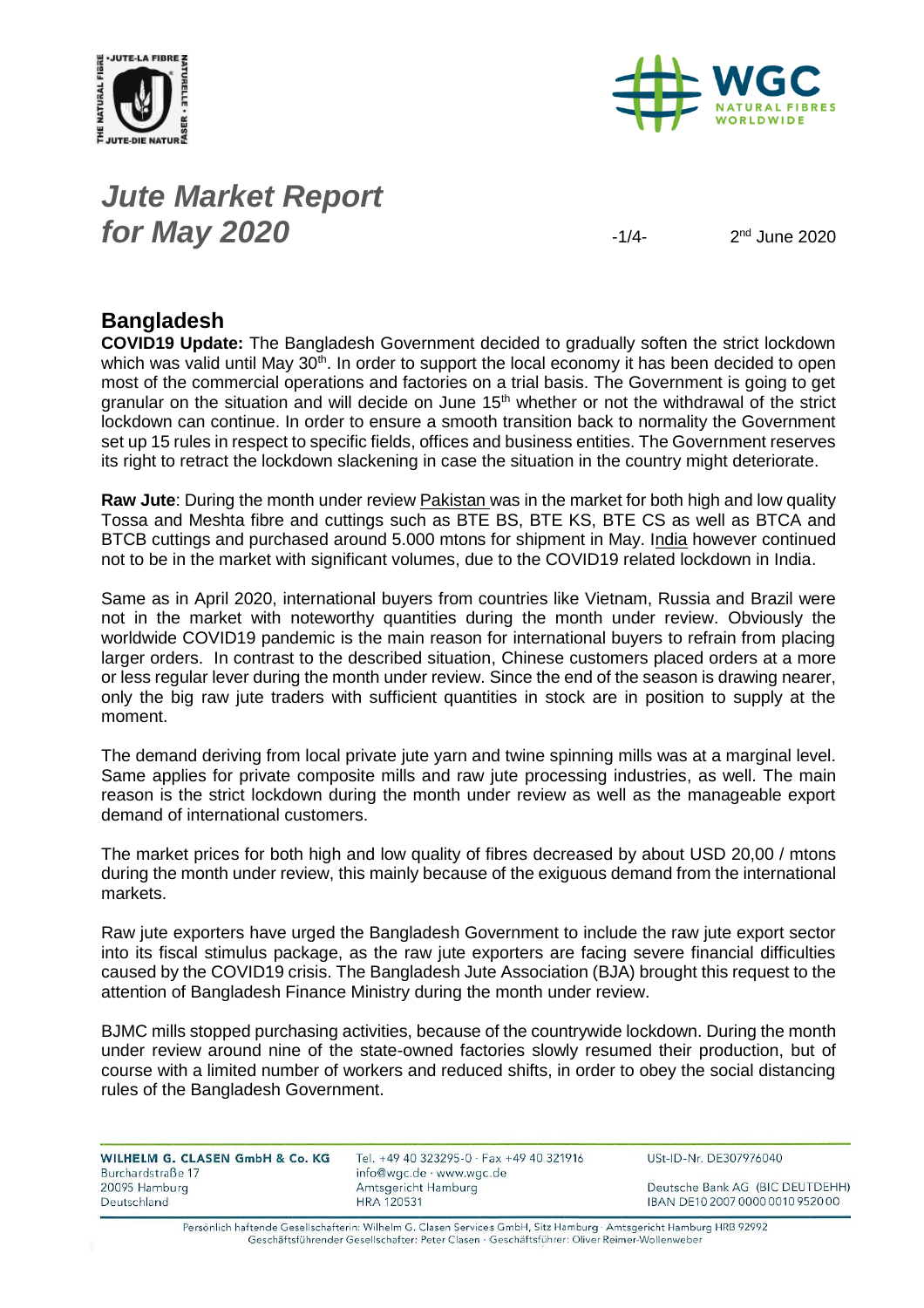# *Jute Market Report for May 2020*

2nd June 2020

## Bangladesh

**COVID19 Update:** The Bangladesh Government decided to gradually soften the strict lockdown which was valid until May 30th. In order to support the local economy it has been decided to open most of the commercial operations and factories on a trial basis. The Government is going to get granular on the situation and will decide on June 15th whether or not the withdrawal of the strict lockdown can continue. In order to ensure a smooth transition back to normality the Government set up 15 rules in respect to specific fields, offices and business entities. The Government reserves its right to retract the lockdown slackening in case the situation in the country might deteriorate.

**Raw Jute**: During the month under review Pakistan was in the market for both high and low quality Tossa and Meshta fibre and cuttings such as BTE BS, BTE KS, BTE CS as well as BTCA and BTCB cuttings and purchased around 5.000 mtons for shipment in May. India however continued not to be in the market with significant volumes, due to the COVID19 related lockdown in India.

Same as in April 2020, international buyers from countries like Vietnam, Russia and Brazil were not in the market with noteworthy quantities during the month under review. Obviously the worldwide COVID19 pandemic is the main reason for international buyers to refrain from placing larger orders. In contrast to the described situation, Chinese customers placed orders at a more or less regular lever during the month under review. Since the end of the season is drawing nearer, only the big raw jute traders with sufficient quantities in stock are in position to supply at the moment.

The demand deriving from local private jute yarn and twine spinning mills was at a marginal level. Same applies for private composite mills and raw jute processing industries, as well. The main reason is the strict lockdown during the month under review as well as the manageable export demand of international customers.

The market prices for both high and low quality of fibres decreased by about USD 20,00 / mtons during the month under review, this mainly because of the exiguous demand from the international markets.

Raw jute exporters have urged the Bangladesh Government to include the raw jute export sector into its fiscal stimulus package, as the raw jute exporters are facing severe financial difficulties caused by the COVID19 crisis. The Bangladesh Jute Association (BJA) brought this request to the attention of Bangladesh Finance Ministry during the month under review.

BJMC mills stopped purchasing activities, because of the countrywide lockdown. During the month under review around nine of the state-owned factories slowly resumed their production, but of course with a limited number of workers and reduced shifts, in order to obey the social distancing rules of the Bangladesh Government.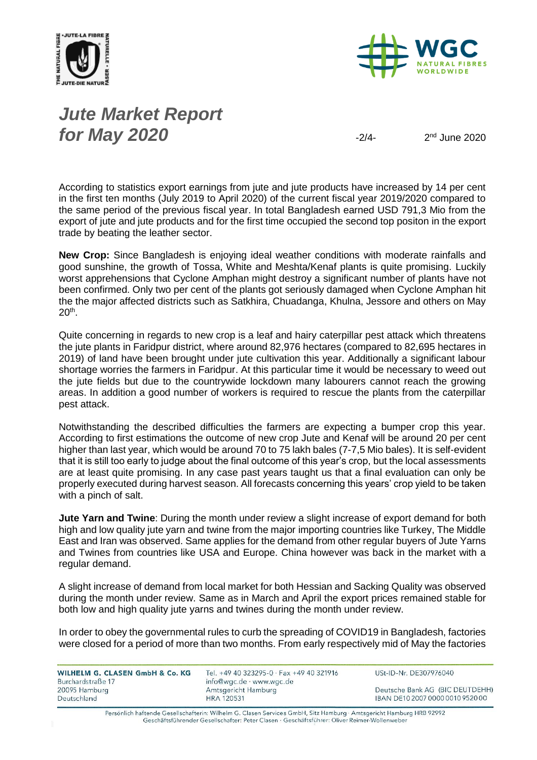# *Jute Market Report for May 2020*

2nd June 2020

According to statistics export earnings from jute and jute products have increased by 14 per cent in the first ten months (July 2019 to April 2020) of the current fiscal year 2019/2020 compared to the same period of the previous fiscal year. In total Bangladesh earned USD 791,3 Mio from the export of jute and jute products and for the first time occupied the second top positon in the export trade by beating the leather sector.

**New Crop:** Since Bangladesh is enjoying ideal weather conditions with moderate rainfalls and good sunshine, the growth of Tossa, White and Meshta/Kenaf plants is quite promising. Luckily worst apprehensions that Cyclone Amphan might destroy a significant number of plants have not been confirmed. Only two per cent of the plants got seriously damaged when Cyclone Amphan hit the the major affected districts such as Satkhira, Chuadanga, Khulna, Jessore and others on May 20th.

Quite concerning in regards to new crop is a leaf and hairy caterpillar pest attack which threatens the jute plants in Faridpur district, where around 82,976 hectares (compared to 82,695 hectares in 2019) of land have been brought under jute cultivation this year. Additionally a significant labour shortage worries the farmers in Faridpur. At this particular time it would be necessary to weed out the jute fields but due to the countrywide lockdown many labourers cannot reach the growing areas. In addition a good number of workers is required to rescue the plants from the caterpillar pest attack.

Notwithstanding the described difficulties the farmers are expecting a bumper crop this year. According to first estimations the outcome of new crop Jute and Kenaf will be around 20 per cent higher than last year, which would be around 70 to 75 lakh bales (7-7,5 Mio bales). It is self-evident that it is still too early to judge about the final outcome of this year's crop, but the local assessments are at least quite promising. In any case past years taught us that a final evaluation can only be properly executed during harvest season. All forecasts concerning this years' crop yield to be taken with a pinch of salt.

**Jute Yarn and Twine**: During the month under review a slight increase of export demand for both high and low quality jute yarn and twine from the major importing countries like Turkey, The Middle East and Iran was observed. Same applies for the demand from other regular buyers of Jute Yarns and Twines from countries like USA and Europe. China however was back in the market with a regular demand.

A slight increase of demand from local market for both Hessian and Sacking Quality was observed during the month under review. Same as in March and April the export prices remained stable for both low and high quality jute yarns and twines during the month under review.

In order to obey the governmental rules to curb the spreading of COVID19 in Bangladesh, factories were closed for a period of more than two months. From early respectively mid of May the factories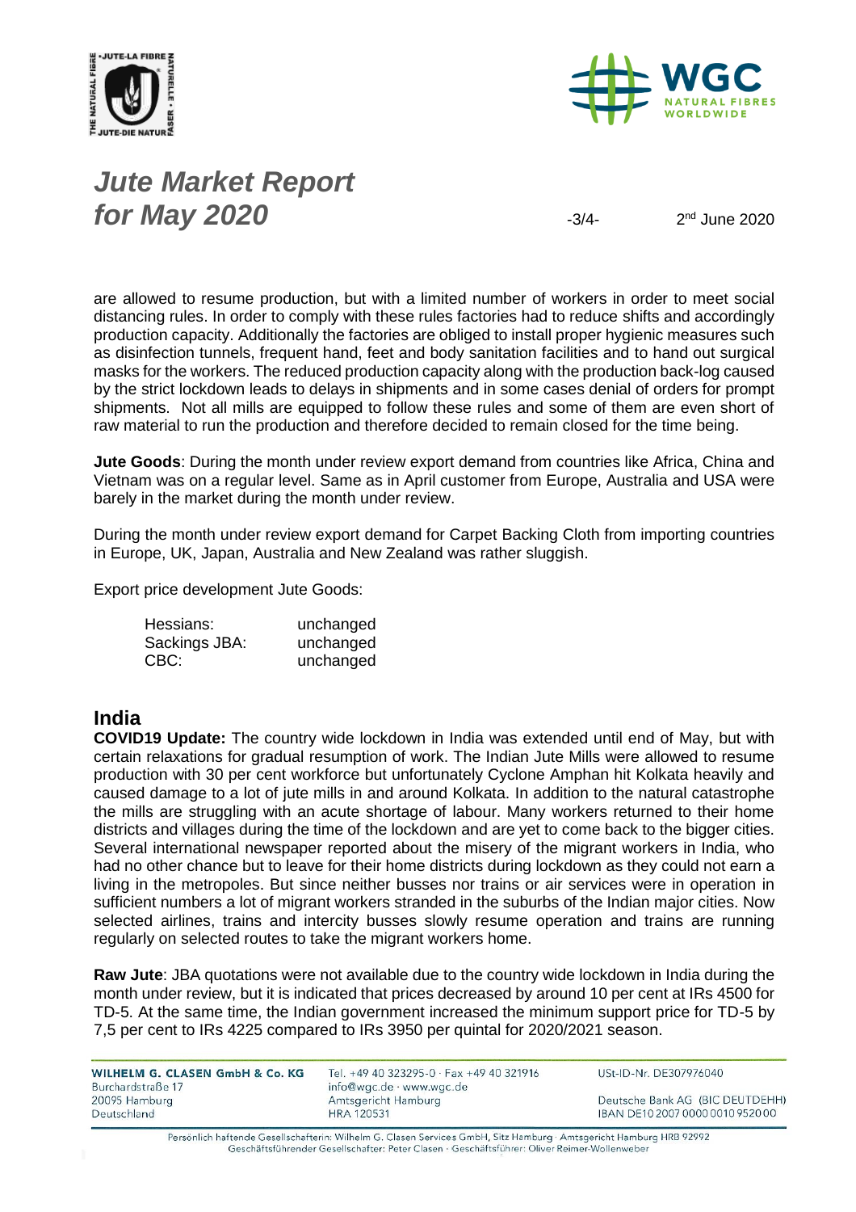are allowed to resume production, but with a limited number of workers in order to meet social distancing rules. In order to comply with these rules factories had to reduce shifts and accordingly production capacity. Additionally the factories are obliged to install proper hygienic measures such as disinfection tunnels, frequent hand, feet and body sanitation facilities and to hand out surgical masks for the workers. The reduced production capacity along with the production back-log caused by the strict lockdown leads to delays in shipments and in some cases denial of orders for prompt shipments. Not all mills are equipped to follow these rules and some of them are even short of raw material to run the production and therefore decided to remain closed for the time being.

**Jute Goods**: During the month under review export demand from countries like Africa, China and Vietnam was on a regular level. Same as in April customer from Europe, Australia and USA were barely in the market during the month under review.

During the month under review export demand for Carpet Backing Cloth from importing countries in Europe, UK, Japan, Australia and New Zealand was rather sluggish.

Export price development Jute Goods:

| | |
|---|---|
| Hessians: | unchanged |
| Sackings JBA: | unchanged |
| CBC: | unchanged |

## India

**COVID19 Update:** The country wide lockdown in India was extended until end of May, but with certain relaxations for gradual resumption of work. The Indian Jute Mills were allowed to resume production with 30 per cent workforce but unfortunately Cyclone Amphan hit Kolkata heavily and caused damage to a lot of jute mills in and around Kolkata. In addition to the natural catastrophe the mills are struggling with an acute shortage of labour. Many workers returned to their home districts and villages during the time of the lockdown and are yet to come back to the bigger cities. Several international newspaper reported about the misery of the migrant workers in India, who had no other chance but to leave for their home districts during lockdown as they could not earn a living in the metropoles. But since neither busses nor trains or air services were in operation in sufficient numbers a lot of migrant workers stranded in the suburbs of the Indian major cities. Now selected airlines, trains and intercity busses slowly resume operation and trains are running regularly on selected routes to take the migrant workers home.

**Raw Jute**: JBA quotations were not available due to the country wide lockdown in India during the month under review, but it is indicated that prices decreased by around 10 per cent at IRs 4500 for TD-5. At the same time, the Indian government increased the minimum support price for TD-5 by 7,5 per cent to IRs 4225 compared to IRs 3950 per quintal for 2020/2021 season.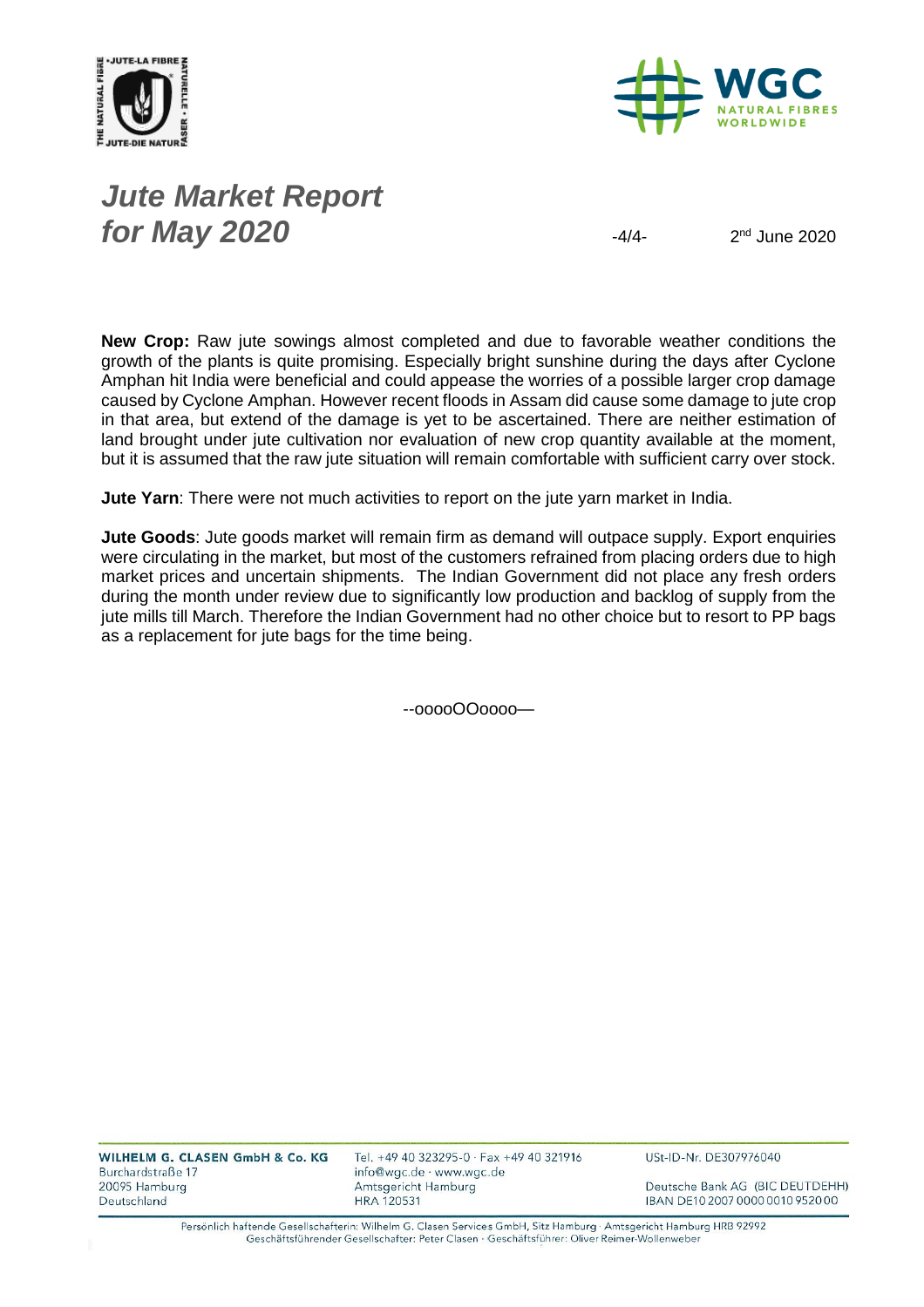# *Jute Market Report for May 2020*

2nd June 2020

**New Crop:** Raw jute sowings almost completed and due to favorable weather conditions the growth of the plants is quite promising. Especially bright sunshine during the days after Cyclone Amphan hit India were beneficial and could appease the worries of a possible larger crop damage caused by Cyclone Amphan. However recent floods in Assam did cause some damage to jute crop in that area, but extend of the damage is yet to be ascertained. There are neither estimation of land brought under jute cultivation nor evaluation of new crop quantity available at the moment, but it is assumed that the raw jute situation will remain comfortable with sufficient carry over stock.

**Jute Yarn**: There were not much activities to report on the jute yarn market in India.

**Jute Goods**: Jute goods market will remain firm as demand will outpace supply. Export enquiries were circulating in the market, but most of the customers refrained from placing orders due to high market prices and uncertain shipments. The Indian Government did not place any fresh orders during the month under review due to significantly low production and backlog of supply from the jute mills till March. Therefore the Indian Government had no other choice but to resort to PP bags as a replacement for jute bags for the time being.

--ooooOOoooo—